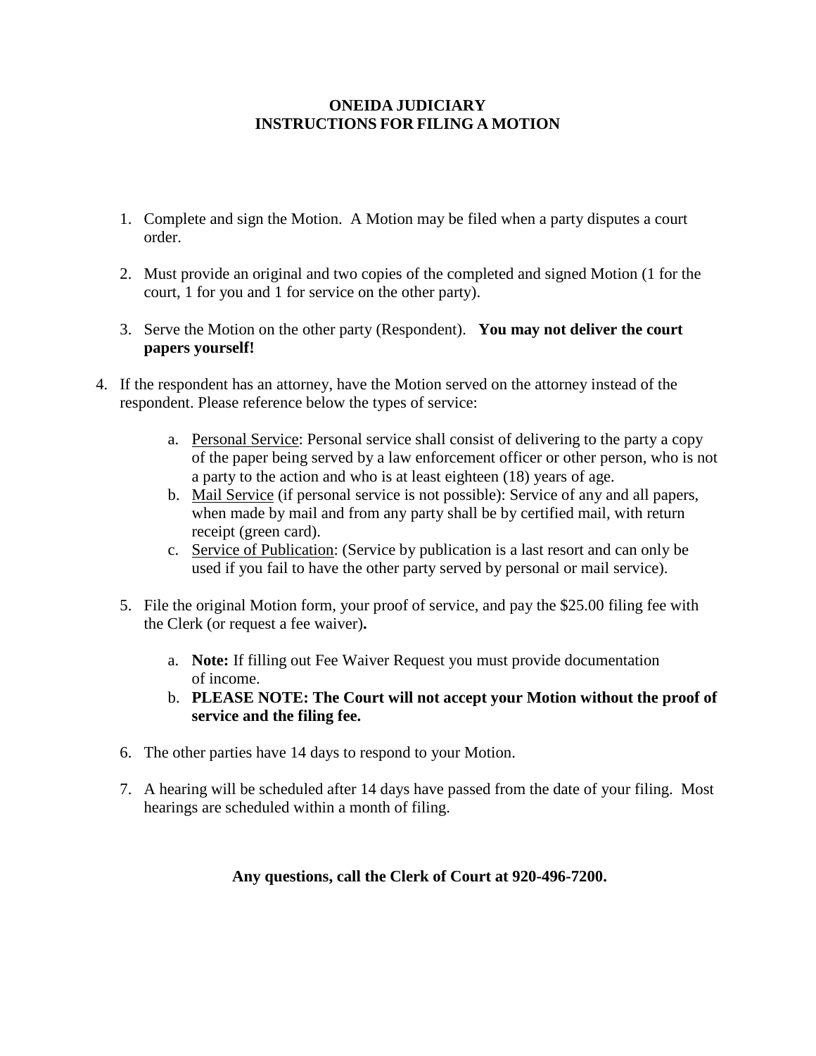**ONEIDA JUDICIARY**
**INSTRUCTIONS FOR FILING A MOTION**

1. Complete and sign the Motion. A Motion may be filed when a party disputes a court order.
2. Must provide an original and two copies of the completed and signed Motion (1 for the court, 1 for you and 1 for service on the other party).
3. Serve the Motion on the other party (Respondent). **You may not deliver the court papers yourself!**
4. If the respondent has an attorney, have the Motion served on the attorney instead of the respondent. Please reference below the types of service:
   a. Personal Service: Personal service shall consist of delivering to the party a copy of the paper being served by a law enforcement officer or other person, who is not a party to the action and who is at least eighteen (18) years of age.
   b. Mail Service (if personal service is not possible): Service of any and all papers, when made by mail and from any party shall be by certified mail, with return receipt (green card).
   c. Service of Publication: (Service by publication is a last resort and can only be used if you fail to have the other party served by personal or mail service).
5. File the original Motion form, your proof of service, and pay the $25.00 filing fee with the Clerk (or request a fee waiver)**.**
   a. **Note:** If filling out Fee Waiver Request you must provide documentation of income.
   b. **PLEASE NOTE: The Court will not accept your Motion without the proof of service and the filing fee.**
6. The other parties have 14 days to respond to your Motion.
7. A hearing will be scheduled after 14 days have passed from the date of your filing. Most hearings are scheduled within a month of filing.

**Any questions, call the Clerk of Court at 920-496-7200.**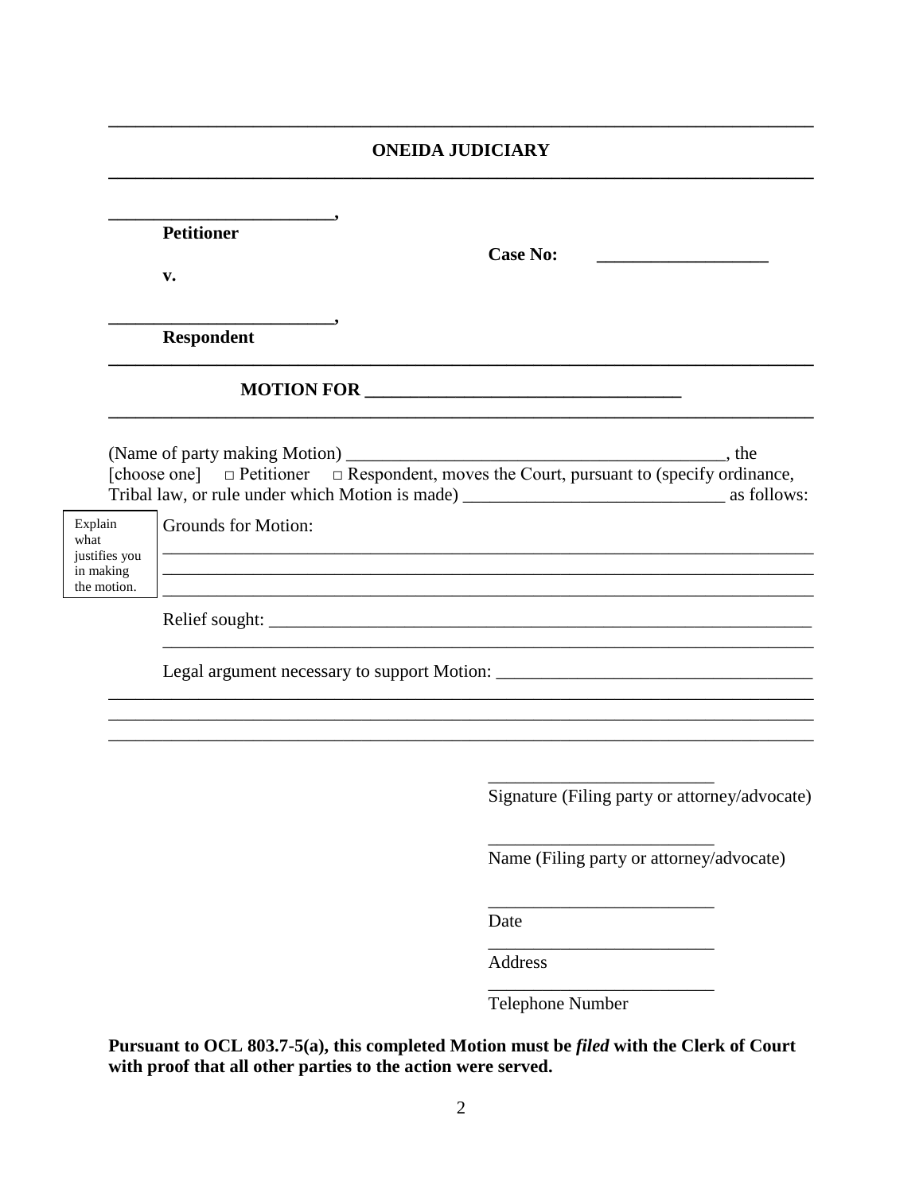**ONEIDA JUDICIARY**

---

________________________,
**Petitioner**

**Case No:** ___________________

**v.**

________________________,
**Respondent**

---

**MOTION FOR ___________________________________**

---

(Name of party making Motion) ___________________________________________, the [choose one] □ Petitioner □ Respondent, moves the Court, pursuant to (specify ordinance, Tribal law, or rule under which Motion is made) _____________________________ as follows:

Explain what justifies you in making the motion.

Grounds for Motion:

___________________________________________________________________________
___________________________________________________________________________
___________________________________________________________________________

Relief sought: _______________________________________________________________
___________________________________________________________________________

Legal argument necessary to support Motion: ___________________________________
___________________________________________________________________________
___________________________________________________________________________
___________________________________________________________________________

_________________________
Signature (Filing party or attorney/advocate)

_________________________
Name (Filing party or attorney/advocate)

_________________________
Date

_________________________
Address

_________________________
Telephone Number

**Pursuant to OCL 803.7-5(a), this completed Motion must be *filed* with the Clerk of Court with proof that all other parties to the action were served.**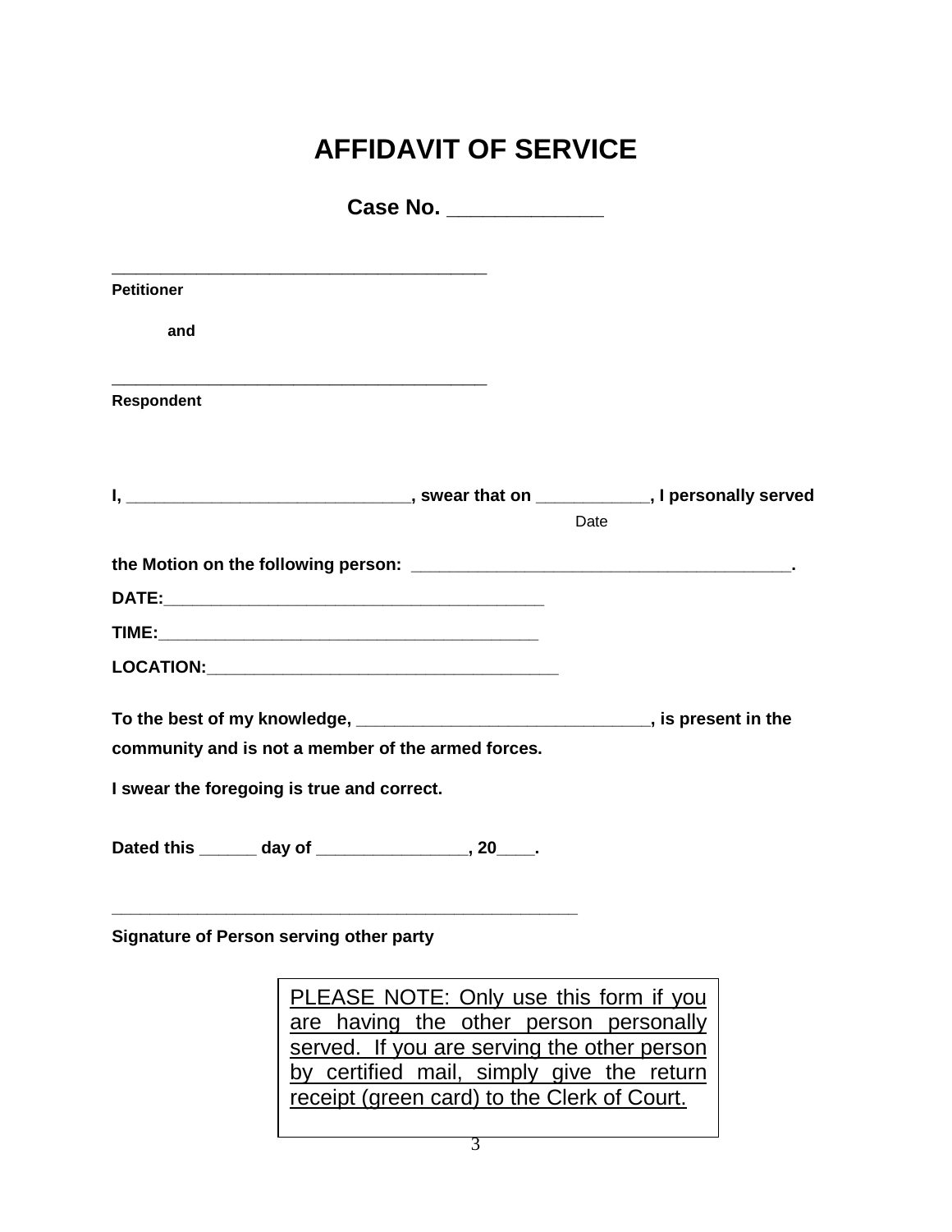# AFFIDAVIT OF SERVICE

**Case No. _____________**

\_\_\_\_\_\_\_\_\_\_\_\_\_\_\_\_\_\_\_\_\_\_\_\_\_\_\_\_\_\_\_\_\_\_\_\_\_\_\_\_\_
**Petitioner**

**and**

\_\_\_\_\_\_\_\_\_\_\_\_\_\_\_\_\_\_\_\_\_\_\_\_\_\_\_\_\_\_\_\_\_\_\_\_\_\_\_\_\_
**Respondent**

**I, ______________________________, swear that on ___________, I personally served**
Date

**the Motion on the following person: _________________________________________.**

**DATE:_________________________________________**

**TIME:_________________________________________**

**LOCATION:_____________________________________**

**To the best of my knowledge, ______________________________, is present in the community and is not a member of the armed forces.**

**I swear the foregoing is true and correct.**

**Dated this ______ day of _______________, 20____.**

\_\_\_\_\_\_\_\_\_\_\_\_\_\_\_\_\_\_\_\_\_\_\_\_\_\_\_\_\_\_\_\_\_\_\_\_\_\_\_\_\_\_\_\_\_\_\_\_\_
**Signature of Person serving other party**

PLEASE NOTE: Only use this form if you are having the other person personally served. If you are serving the other person by certified mail, simply give the return receipt (green card) to the Clerk of Court.